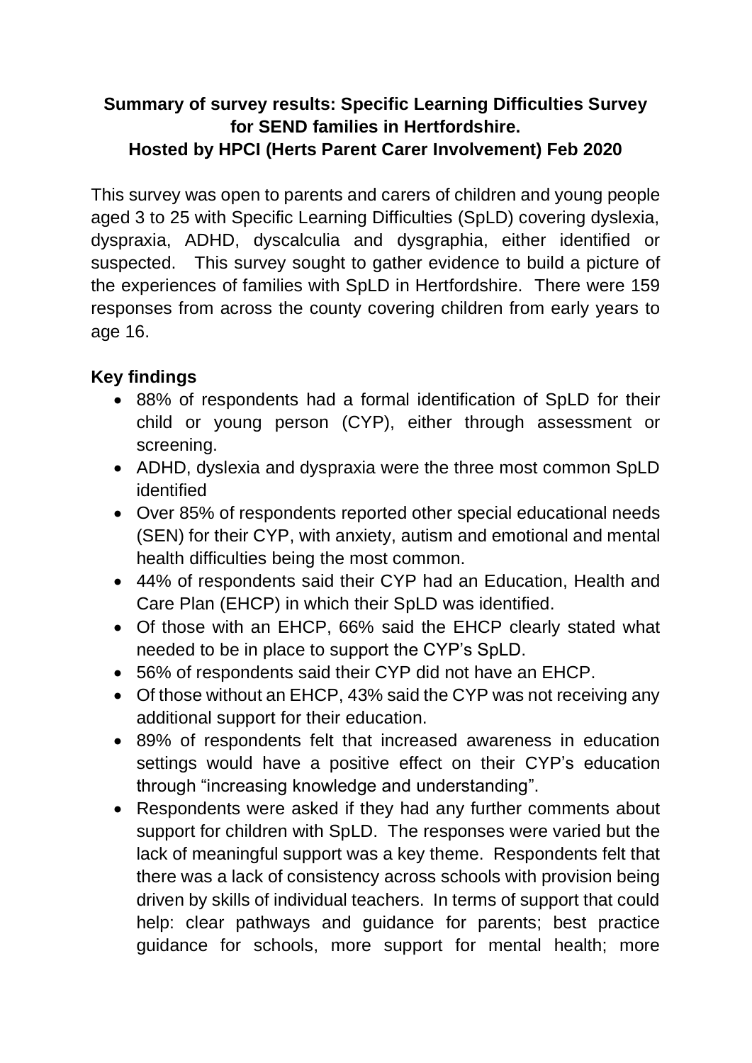# Summary of survey results: Specific Learning Difficulties Survey for SEND families in Hertfordshire. Hosted by HPCI (Herts Parent Carer Involvement) Feb 2020

This survey was open to parents and carers of children and young people aged 3 to 25 with Specific Learning Difficulties (SpLD) covering dyslexia, dyspraxia, ADHD, dyscalculia and dysgraphia, either identified or suspected. This survey sought to gather evidence to build a picture of the experiences of families with SpLD in Hertfordshire. There were 159 responses from across the county covering children from early years to age 16.

## Key findings

- 88% of respondents had a formal identification of SpLD for their child or young person (CYP), either through assessment or screening.
- ADHD, dyslexia and dyspraxia were the three most common SpLD identified
- Over 85% of respondents reported other special educational needs (SEN) for their CYP, with anxiety, autism and emotional and mental health difficulties being the most common.
- 44% of respondents said their CYP had an Education, Health and Care Plan (EHCP) in which their SpLD was identified.
- Of those with an EHCP, 66% said the EHCP clearly stated what needed to be in place to support the CYP's SpLD.
- 56% of respondents said their CYP did not have an EHCP.
- Of those without an EHCP, 43% said the CYP was not receiving any additional support for their education.
- 89% of respondents felt that increased awareness in education settings would have a positive effect on their CYP's education through "increasing knowledge and understanding".
- Respondents were asked if they had any further comments about support for children with SpLD. The responses were varied but the lack of meaningful support was a key theme. Respondents felt that there was a lack of consistency across schools with provision being driven by skills of individual teachers. In terms of support that could help: clear pathways and guidance for parents; best practice guidance for schools, more support for mental health; more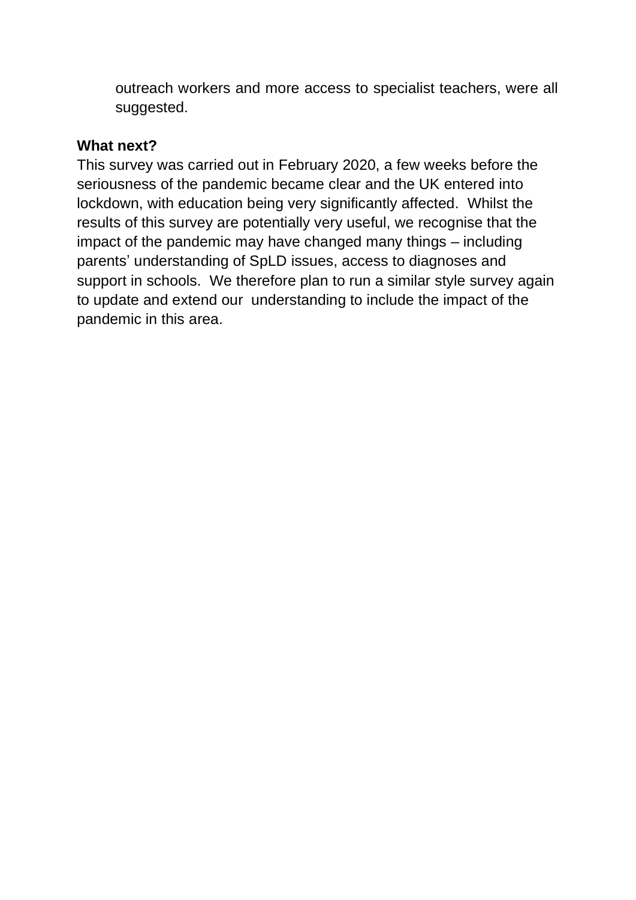outreach workers and more access to specialist teachers, were all suggested.

**What next?**

This survey was carried out in February 2020, a few weeks before the seriousness of the pandemic became clear and the UK entered into lockdown, with education being very significantly affected. Whilst the results of this survey are potentially very useful, we recognise that the impact of the pandemic may have changed many things – including parents' understanding of SpLD issues, access to diagnoses and support in schools. We therefore plan to run a similar style survey again to update and extend our understanding to include the impact of the pandemic in this area.